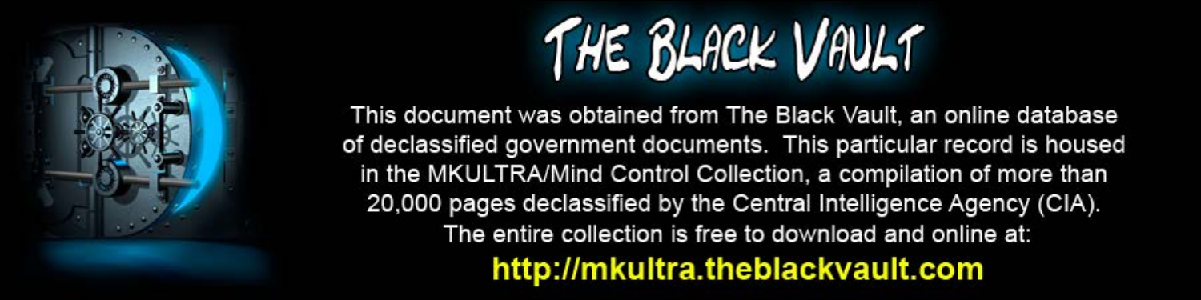# THE BLACK VAULT

This document was obtained from The Black Vault, an online database of declassified government documents. This particular record is housed in the MKULTRA/Mind Control Collection, a compilation of more than 20,000 pages declassified by the Central Intelligence Agency (CIA). The entire collection is free to download and online at:

**http://mkultra.theblackvault.com**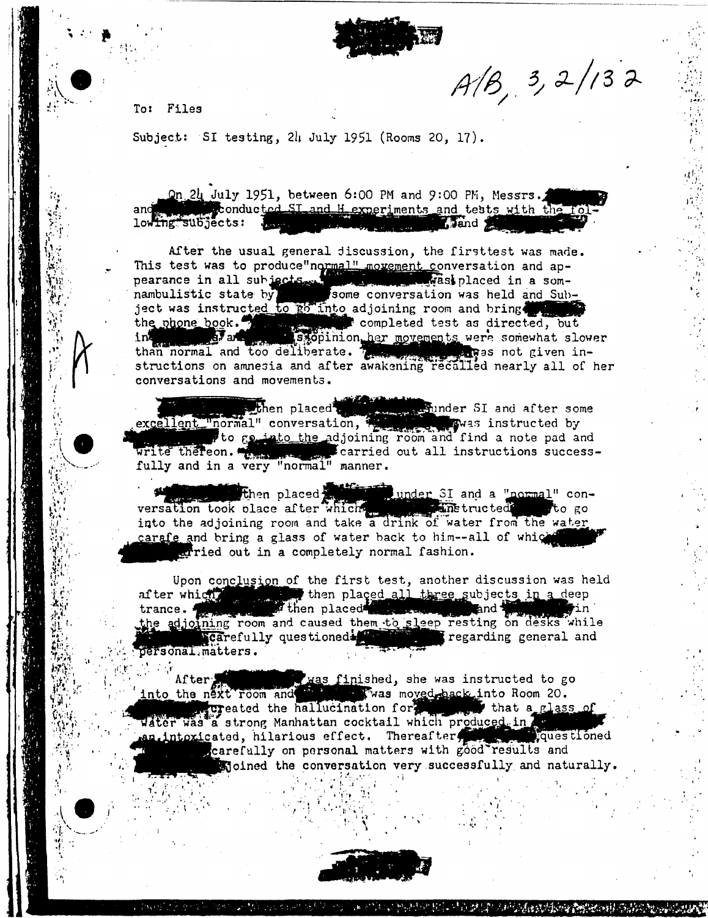A/B, 3, 2/132

To: Files

Subject: SI testing, 24 July 1951 (Rooms 20, 17).

On 24 July 1951, between 6:00 PM and 9:00 PM, Messrs. [redacted] and [redacted] conducted SI and H experiments and tests with the following subjects: [redacted], [redacted] and [redacted].

After the usual general discussion, the firsttest was made. This test was to produce"normal" movement conversation and appearance in all subjects. [redacted] was placed in a somnambulistic state by [redacted] some conversation was held and Subject was instructed to go into adjoining room and bring [redacted] the phone book. [redacted] completed test as directed, but in [redacted]'s and [redacted]'s opinion her movements were somewhat slower than normal and too deliberate. [redacted] was not given instructions on amnesia and after awakening recalled nearly all of her conversations and movements.

[redacted] then placed [redacted] under SI and after some excellent "normal" conversation, [redacted] was instructed by [redacted] to go into the adjoining room and find a note pad and write thereon. [redacted] carried out all instructions successfully and in a very "normal" manner.

[redacted] then placed [redacted] under SI and a "normal" conversation took place after which [redacted] instructed [redacted] to go into the adjoining room and take a drink of water from the water carafe and bring a glass of water back to him--all of which [redacted] carried out in a completely normal fashion.

Upon conclusion of the first test, another discussion was held after which [redacted] then placed all three subjects in a deep trance. [redacted] then placed [redacted] and [redacted] in the adjoining room and caused them to sleep resting on desks while [redacted] carefully questioned [redacted] regarding general and personal matters.

After [redacted] was finished, she was instructed to go into the next room and [redacted] was moved back into Room 20. [redacted] created the hallucination for [redacted] that a glass of water was a strong Manhattan cocktail which produced in [redacted] an intoxicated, hilarious effect. Thereafter [redacted] questioned [redacted] carefully on personal matters with good results and [redacted] joined the conversation very successfully and naturally.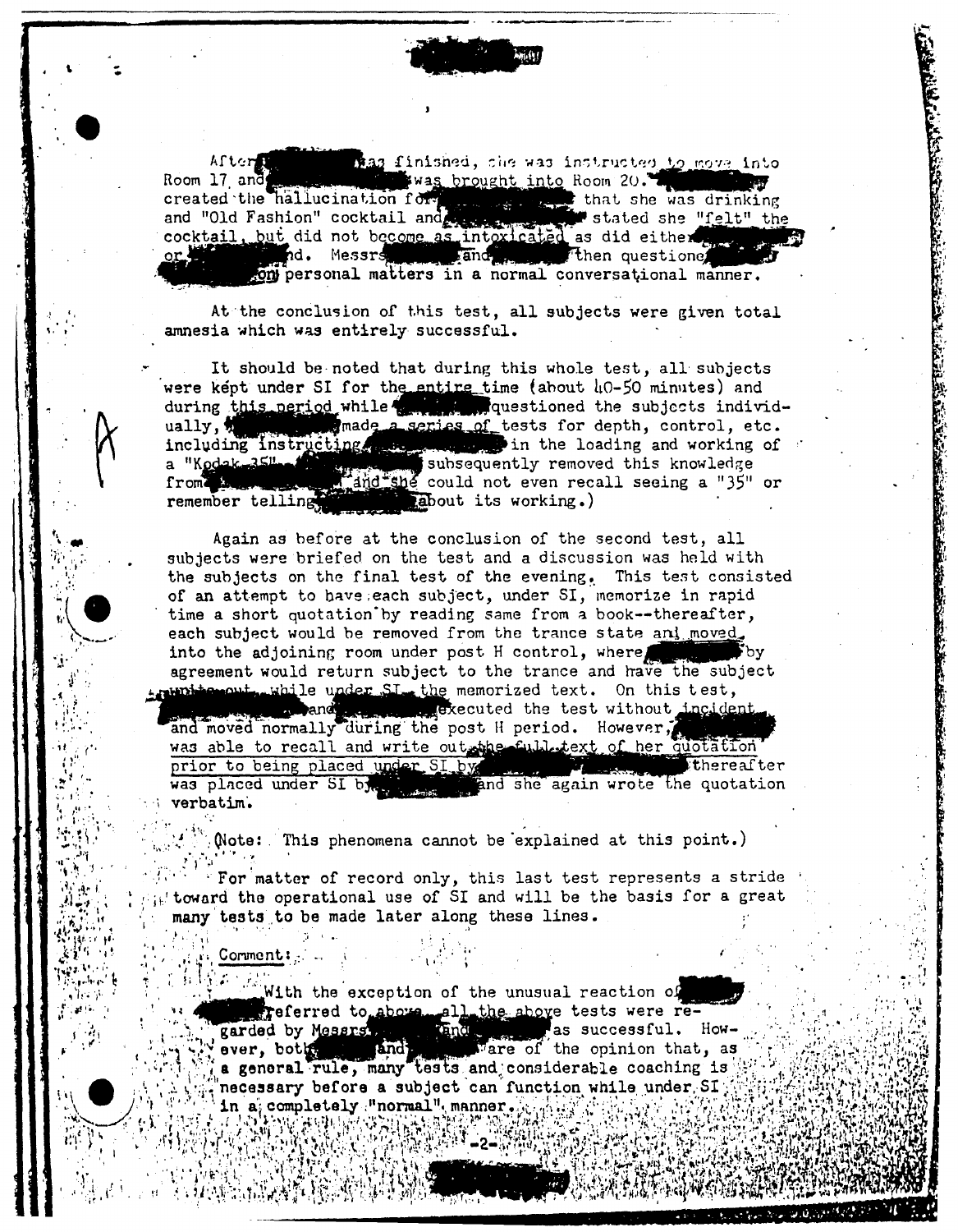After [REDACTED] was finished, she was instructed to move into Room 17 and [REDACTED] was brought into Room 20. [REDACTED] created the hallucination for [REDACTED] that she was drinking and "Old Fashion" cocktail and [REDACTED] stated she "felt" the cocktail, but did not become as intoxicated as did either [REDACTED] or [REDACTED]. Messrs [REDACTED] and [REDACTED] then questioned [REDACTED] on personal matters in a normal conversational manner.

At the conclusion of this test, all subjects were given total amnesia which was entirely successful.

It should be noted that during this whole test, all subjects were kept under SI for the entire time (about 40-50 minutes) and during this period while [REDACTED] questioned the subjects individually, [REDACTED] made a series of tests for depth, control, etc. including instructing [REDACTED] in the loading and working of a "Kodak 35". [REDACTED] subsequently removed this knowledge from [REDACTED] and she could not even recall seeing a "35" or remember telling [REDACTED] about its working.)

Again as before at the conclusion of the second test, all subjects were briefed on the test and a discussion was held with the subjects on the final test of the evening. This test consisted of an attempt to have each subject, under SI, memorize in rapid time a short quotation by reading same from a book--thereafter, each subject would be removed from the trance state and moved into the adjoining room under post H control, where [REDACTED] by agreement would return subject to the trance and have the subject write out, while under SI, the memorized text. On this test, [REDACTED] and [REDACTED] executed the test without incident and moved normally during the post H period. However, [REDACTED] was able to recall and write out the full text of her quotation prior to being placed under SI by [REDACTED] thereafter was placed under SI by [REDACTED] and she again wrote the quotation verbatim.

(Note: This phenomena cannot be explained at this point.)

For matter of record only, this last test represents a stride toward the operational use of SI and will be the basis for a great many tests to be made later along these lines.

Comment:

With the exception of the unusual reaction of [REDACTED] referred to above, all the above tests were regarded by Messrs [REDACTED] and [REDACTED] as successful. However, both [REDACTED] and [REDACTED] are of the opinion that, as a general rule, many tests and considerable coaching is necessary before a subject can function while under SI in a completely "normal" manner.